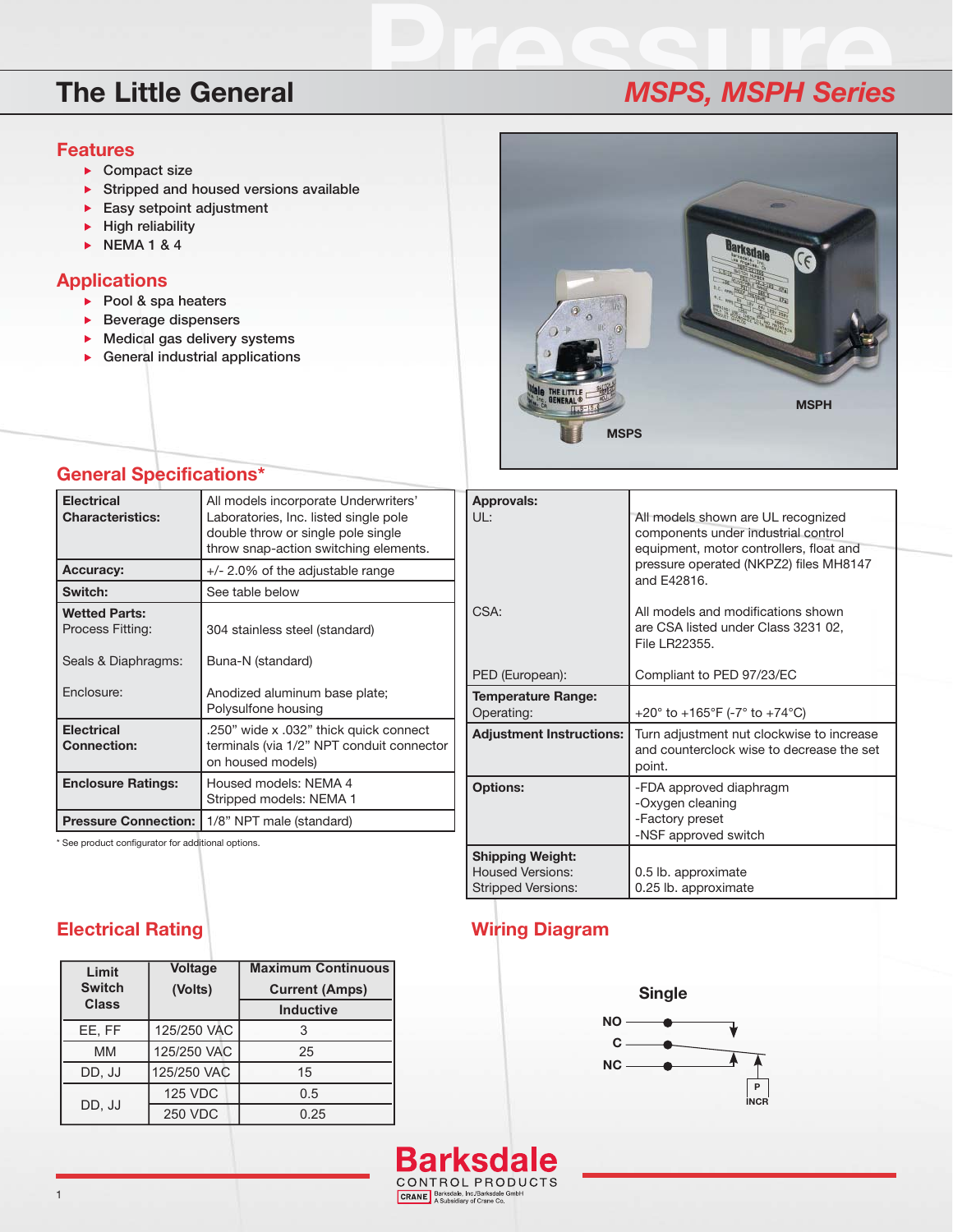# The Little General

## *MSPS, MSPH Series*

## Features

- Compact size
- Stripped and housed versions available
- Easy setpoint adjustment
- High reliability
- NEMA 1 & 4

## Applications

- Pool & spa heaters
- Beverage dispensers
- Medical gas delivery systems
- General industrial applications

MSPS

MSPH

## General Specifications*

| | |
|---|---|
| **Electrical Characteristics:** | All models incorporate Underwriters' Laboratories, Inc. listed single pole double throw or single pole single throw snap-action switching elements. |
| **Accuracy:** | +/- 2.0% of the adjustable range |
| **Switch:** | See table below |
| **Wetted Parts:** | |
| Process Fitting: | 304 stainless steel (standard) |
| Seals & Diaphragms: | Buna-N (standard) |
| Enclosure: | Anodized aluminum base plate; Polysulfone housing |
| **Electrical Connection:** | .250" wide x .032" thick quick connect terminals (via 1/2" NPT conduit connector on housed models) |
| **Enclosure Ratings:** | Housed models: NEMA 4<br>Stripped models: NEMA 1 |
| **Pressure Connection:** | 1/8" NPT male (standard) |

* See product configurator for additional options.

| | |
|---|---|
| **Approvals:** | |
| UL: | All models shown are UL recognized components under industrial control equipment, motor controllers, float and pressure operated (NKPZ2) files MH8147 and E42816. |
| CSA: | All models and modifications shown are CSA listed under Class 3231 02, File LR22355. |
| PED (European): | Compliant to PED 97/23/EC |
| **Temperature Range:** | |
| Operating: | +20° to +165°F (-7° to +74°C) |
| **Adjustment Instructions:** | Turn adjustment nut clockwise to increase and counterclock wise to decrease the set point. |
| **Options:** | -FDA approved diaphragm<br>-Oxygen cleaning<br>-Factory preset<br>-NSF approved switch |
| **Shipping Weight:** | |
| Housed Versions: | 0.5 lb. approximate |
| Stripped Versions: | 0.25 lb. approximate |

## Electrical Rating

| Limit Switch Class | Voltage (Volts) | Maximum Continuous Current (Amps) |
|---|---|---|
| | | Inductive |
| EE, FF | 125/250 VAC | 3 |
| MM | 125/250 VAC | 25 |
| DD, JJ | 125/250 VAC | 15 |
| DD, JJ | 125 VDC | 0.5 |
| | 250 VDC | 0.25 |

## Wiring Diagram

Single

NO
C
NC

P
INCR

Barksdale
CONTROL PRODUCTS
CRANE Barksdale, Inc./Barksdale GmbH
A Subsidiary of Crane Co.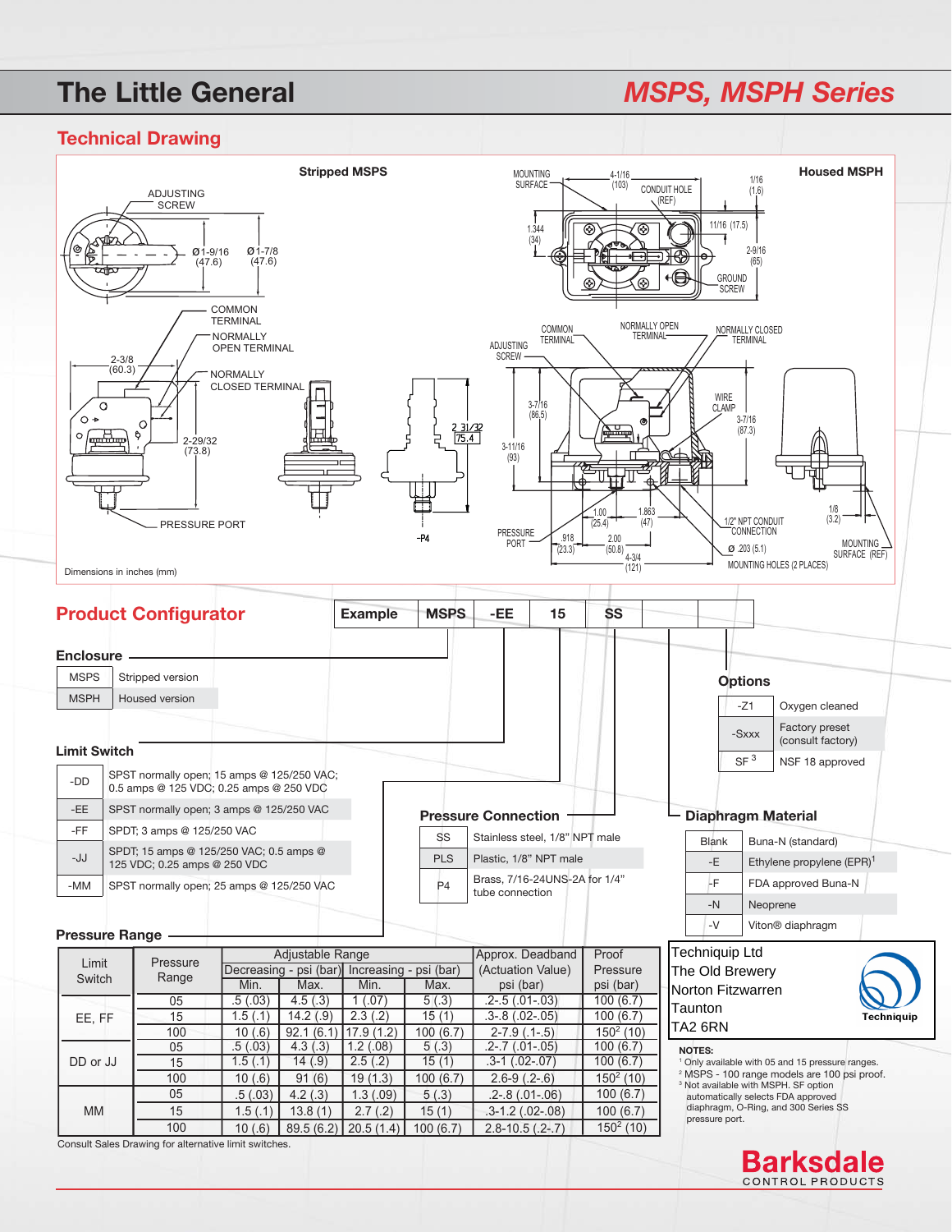# The Little General

## MSPS, MSPH Series

## Technical Drawing

Stripped MSPS

ADJUSTING SCREW

Ø1-9/16 (47.6)

Ø1-7/8 (47.6)

COMMON TERMINAL

NORMALLY OPEN TERMINAL

NORMALLY CLOSED TERMINAL

2-3/8 (60.3)

2-29/32 (73.8)

2 31/32 (75.4)

PRESSURE PORT

-P4

Housed MSPH

MOUNTING SURFACE

4-1/16 (103)

CONDUIT HOLE (REF)

1/16 (1.6)

1.344 (34)

11/16 (17.5)

2-9/16 (65)

GROUND SCREW

ADJUSTING SCREW

COMMON TERMINAL

NORMALLY OPEN TERMINAL

NORMALLY CLOSED TERMINAL

WIRE CLAMP

3-7/16 (86.5)

3-7/16 (87.3)

3-11/16 (93)

1.00 (25.4)

1.863 (47)

1/2" NPT CONDUIT CONNECTION

1/8 (3.2)

PRESSURE PORT

.918 (23.3)

2.00 (50.8)

4-3/4 (121)

Ø .203 (5.1) MOUNTING HOLES (2 PLACES)

MOUNTING SURFACE (REF)

Dimensions in inches (mm)

## Product Configurator

| Example | MSPS | -EE | 15 | SS | | |
|---|---|---|---|---|---|---|

### Enclosure

| | |
|---|---|
| MSPS | Stripped version |
| MSPH | Housed version |

### Limit Switch

| | |
|---|---|
| -DD | SPST normally open; 15 amps @ 125/250 VAC; 0.5 amps @ 125 VDC; 0.25 amps @ 250 VDC |
| -EE | SPST normally open; 3 amps @ 125/250 VAC |
| -FF | SPDT; 3 amps @ 125/250 VAC |
| -JJ | SPDT; 15 amps @ 125/250 VAC; 0.5 amps @ 125 VDC; 0.25 amps @ 250 VDC |
| -MM | SPST normally open; 25 amps @ 125/250 VAC |

### Pressure Connection

| | |
|---|---|
| SS | Stainless steel, 1/8" NPT male |
| PLS | Plastic, 1/8" NPT male |
| P4 | Brass, 7/16-24UNS-2A for 1/4" tube connection |

### Options

| | |
|---|---|
| -Z1 | Oxygen cleaned |
| -Sxxx | Factory preset (consult factory) |
| SF [3] | NSF 18 approved |

### Diaphragm Material

| | |
|---|---|
| Blank | Buna-N (standard) |
| -E | Ethylene propylene (EPR)[1] |
| -F | FDA approved Buna-N |
| -N | Neoprene |
| -V | Viton® diaphragm |

### Pressure Range

| Limit Switch | Pressure Range | Adjustable Range Decreasing - psi (bar) Min. | Decreasing - psi (bar) Max. | Increasing - psi (bar) Min. | Increasing - psi (bar) Max. | Approx. Deadband (Actuation Value) psi (bar) | Proof Pressure psi (bar) |
|---|---|---|---|---|---|---|---|
| EE, FF | 05 | .5 (.03) | 4.5 (.3) | 1 (.07) | 5 (.3) | .2-.5 (.01-.03) | 100 (6.7) |
| | 15 | 1.5 (.1) | 14.2 (.9) | 2.3 (.2) | 15 (1) | .3-.8 (.02-.05) | 100 (6.7) |
| | 100 | 10 (.6) | 92.1 (6.1) | 17.9 (1.2) | 100 (6.7) | 2-7.9 (.1-.5) | 150[2] (10) |
| DD or JJ | 05 | .5 (.03) | 4.3 (.3) | 1.2 (.08) | 5 (.3) | .2-.7 (.01-.05) | 100 (6.7) |
| | 15 | 1.5 (.1) | 14 (.9) | 2.5 (.2) | 15 (1) | .3-1 (.02-.07) | 100 (6.7) |
| | 100 | 10 (.6) | 91 (6) | 19 (1.3) | 100 (6.7) | 2.6-9 (.2-.6) | 150[2] (10) |
| MM | 05 | .5 (.03) | 4.2 (.3) | 1.3 (.09) | 5 (.3) | .2-.8 (.01-.06) | 100 (6.7) |
| | 15 | 1.5 (.1) | 13.8 (1) | 2.7 (.2) | 15 (1) | .3-1.2 (.02-.08) | 100 (6.7) |
| | 100 | 10 (.6) | 89.5 (6.2) | 20.5 (1.4) | 100 (6.7) | 2.8-10.5 (.2-.7) | 150[2] (10) |

Consult Sales Drawing for alternative limit switches.

Techniquip Ltd
The Old Brewery
Norton Fitzwarren
Taunton
TA2 6RN

Techniquip

**NOTES:**

[1] Only available with 05 and 15 pressure ranges.
[2] MSPS - 100 range models are 100 psi proof.
[3] Not available with MSPH. SF option automatically selects FDA approved diaphragm, O-Ring, and 300 Series SS pressure port.

Barksdale CONTROL PRODUCTS